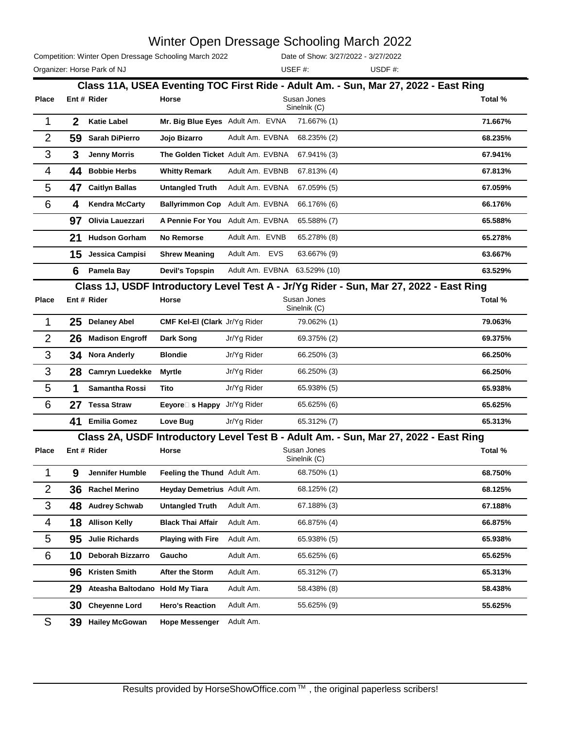# Winter Open Dressage Schooling March 2022

Competition: Winter Open Dressage Schooling March 2022 | Date of Show: 3/27/2022 - 3/27/2022

Organizer: Horse Park of NJ | USEF #: | USDF #:

## Class 11A, USEA Eventing TOC First Ride - Adult Am. - Sun, Mar 27, 2022 - East Ring

| Place | Ent # | Rider | Horse | | Susan Jones Sinelnik (C) | Total % |
|---|---|---|---|---|---|---|
| 1 | 2 | Katie Label | Mr. Big Blue Eyes | Adult Am. EVNA | 71.667% (1) | 71.667% |
| 2 | 59 | Sarah DiPierro | Jojo Bizarro | Adult Am. EVBNA | 68.235% (2) | 68.235% |
| 3 | 3 | Jenny Morris | The Golden Ticket | Adult Am. EVBNA | 67.941% (3) | 67.941% |
| 4 | 44 | Bobbie Herbs | Whitty Remark | Adult Am. EVBNB | 67.813% (4) | 67.813% |
| 5 | 47 | Caitlyn Ballas | Untangled Truth | Adult Am. EVBNA | 67.059% (5) | 67.059% |
| 6 | 4 | Kendra McCarty | Ballyrimmon Cop | Adult Am. EVBNA | 66.176% (6) | 66.176% |
| | 97 | Olivia Lauezzari | A Pennie For You | Adult Am. EVBNA | 65.588% (7) | 65.588% |
| | 21 | Hudson Gorham | No Remorse | Adult Am. EVNB | 65.278% (8) | 65.278% |
| | 15 | Jessica Campisi | Shrew Meaning | Adult Am. EVS | 63.667% (9) | 63.667% |
| | 6 | Pamela Bay | Devil's Topspin | Adult Am. EVBNA | 63.529% (10) | 63.529% |

## Class 1J, USDF Introductory Level Test A - Jr/Yg Rider - Sun, Mar 27, 2022 - East Ring

| Place | Ent # | Rider | Horse | | Susan Jones Sinelnik (C) | Total % |
|---|---|---|---|---|---|---|
| 1 | 25 | Delaney Abel | CMF Kel-El (Clark | Jr/Yg Rider | 79.062% (1) | 79.063% |
| 2 | 26 | Madison Engroff | Dark Song | Jr/Yg Rider | 69.375% (2) | 69.375% |
| 3 | 34 | Nora Anderly | Blondie | Jr/Yg Rider | 66.250% (3) | 66.250% |
| 3 | 28 | Camryn Luedekke | Myrtle | Jr/Yg Rider | 66.250% (3) | 66.250% |
| 5 | 1 | Samantha Rossi | Tito | Jr/Yg Rider | 65.938% (5) | 65.938% |
| 6 | 27 | Tessa Straw | Eeyore□ s Happy | Jr/Yg Rider | 65.625% (6) | 65.625% |
| | 41 | Emilia Gomez | Love Bug | Jr/Yg Rider | 65.312% (7) | 65.313% |

## Class 2A, USDF Introductory Level Test B - Adult Am. - Sun, Mar 27, 2022 - East Ring

| Place | Ent # | Rider | Horse | | Susan Jones Sinelnik (C) | Total % |
|---|---|---|---|---|---|---|
| 1 | 9 | Jennifer Humble | Feeling the Thund | Adult Am. | 68.750% (1) | 68.750% |
| 2 | 36 | Rachel Merino | Heyday Demetrius | Adult Am. | 68.125% (2) | 68.125% |
| 3 | 48 | Audrey Schwab | Untangled Truth | Adult Am. | 67.188% (3) | 67.188% |
| 4 | 18 | Allison Kelly | Black Thai Affair | Adult Am. | 66.875% (4) | 66.875% |
| 5 | 95 | Julie Richards | Playing with Fire | Adult Am. | 65.938% (5) | 65.938% |
| 6 | 10 | Deborah Bizzarro | Gaucho | Adult Am. | 65.625% (6) | 65.625% |
| | 96 | Kristen Smith | After the Storm | Adult Am. | 65.312% (7) | 65.313% |
| | 29 | Ateasha Baltodano | Hold My Tiara | Adult Am. | 58.438% (8) | 58.438% |
| | 30 | Cheyenne Lord | Hero's Reaction | Adult Am. | 55.625% (9) | 55.625% |
| S | 39 | Hailey McGowan | Hope Messenger | Adult Am. | | |

Results provided by HorseShowOffice.com ™ , the original paperless scribers!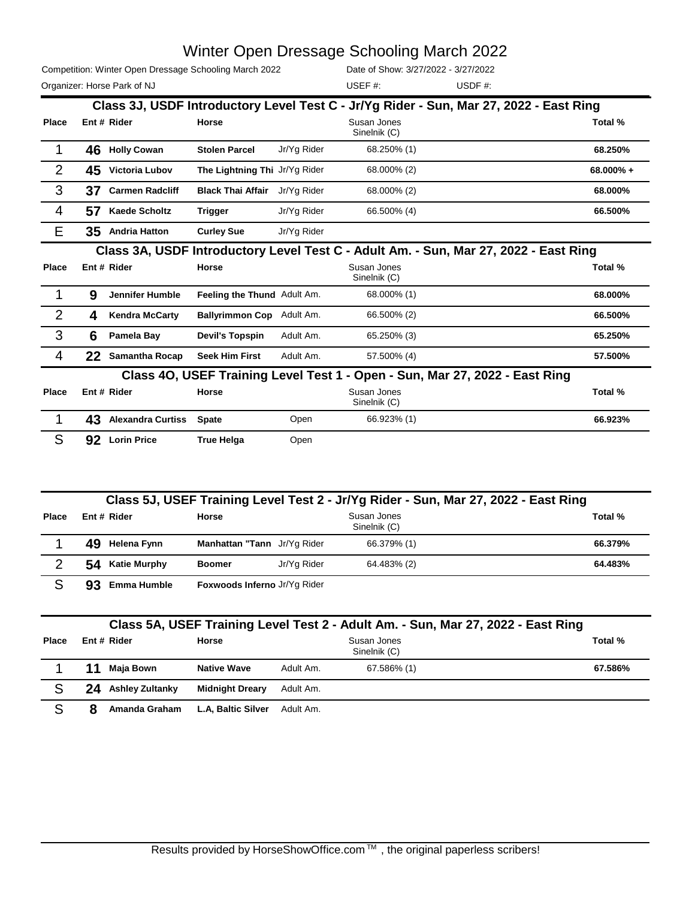# Winter Open Dressage Schooling March 2022

Competition: Winter Open Dressage Schooling March 2022 Date of Show: 3/27/2022 - 3/27/2022

Organizer: Horse Park of NJ USEF #: USDF #:

## Class 3J, USDF Introductory Level Test C - Jr/Yg Rider - Sun, Mar 27, 2022 - East Ring

| Place | Ent # | Rider | Horse | | Susan Jones Sinelnik (C) | Total % |
|---|---|---|---|---|---|---|
| 1 | 46 | Holly Cowan | Stolen Parcel | Jr/Yg Rider | 68.250% (1) | 68.250% |
| 2 | 45 | Victoria Lubov | The Lightning Thi | Jr/Yg Rider | 68.000% (2) | 68.000% + |
| 3 | 37 | Carmen Radcliff | Black Thai Affair | Jr/Yg Rider | 68.000% (2) | 68.000% |
| 4 | 57 | Kaede Scholtz | Trigger | Jr/Yg Rider | 66.500% (4) | 66.500% |
| E | 35 | Andria Hatton | Curley Sue | Jr/Yg Rider | | |

## Class 3A, USDF Introductory Level Test C - Adult Am. - Sun, Mar 27, 2022 - East Ring

| Place | Ent # | Rider | Horse | | Susan Jones Sinelnik (C) | Total % |
|---|---|---|---|---|---|---|
| 1 | 9 | Jennifer Humble | Feeling the Thund | Adult Am. | 68.000% (1) | 68.000% |
| 2 | 4 | Kendra McCarty | Ballyrimmon Cop | Adult Am. | 66.500% (2) | 66.500% |
| 3 | 6 | Pamela Bay | Devil's Topspin | Adult Am. | 65.250% (3) | 65.250% |
| 4 | 22 | Samantha Rocap | Seek Him First | Adult Am. | 57.500% (4) | 57.500% |

## Class 4O, USEF Training Level Test 1 - Open - Sun, Mar 27, 2022 - East Ring

| Place | Ent # | Rider | Horse | | Susan Jones Sinelnik (C) | Total % |
|---|---|---|---|---|---|---|
| 1 | 43 | Alexandra Curtiss | Spate | Open | 66.923% (1) | 66.923% |
| S | 92 | Lorin Price | True Helga | Open | | |

## Class 5J, USEF Training Level Test 2 - Jr/Yg Rider - Sun, Mar 27, 2022 - East Ring

| Place | Ent # | Rider | Horse | | Susan Jones Sinelnik (C) | Total % |
|---|---|---|---|---|---|---|
| 1 | 49 | Helena Fynn | Manhattan "Tann | Jr/Yg Rider | 66.379% (1) | 66.379% |
| 2 | 54 | Katie Murphy | Boomer | Jr/Yg Rider | 64.483% (2) | 64.483% |
| S | 93 | Emma Humble | Foxwoods Inferno | Jr/Yg Rider | | |

## Class 5A, USEF Training Level Test 2 - Adult Am. - Sun, Mar 27, 2022 - East Ring

| Place | Ent # | Rider | Horse | | Susan Jones Sinelnik (C) | Total % |
|---|---|---|---|---|---|---|
| 1 | 11 | Maja Bown | Native Wave | Adult Am. | 67.586% (1) | 67.586% |
| S | 24 | Ashley Zultanky | Midnight Dreary | Adult Am. | | |
| S | 8 | Amanda Graham | L.A, Baltic Silver | Adult Am. | | |

Results provided by HorseShowOffice.com ™ , the original paperless scribers!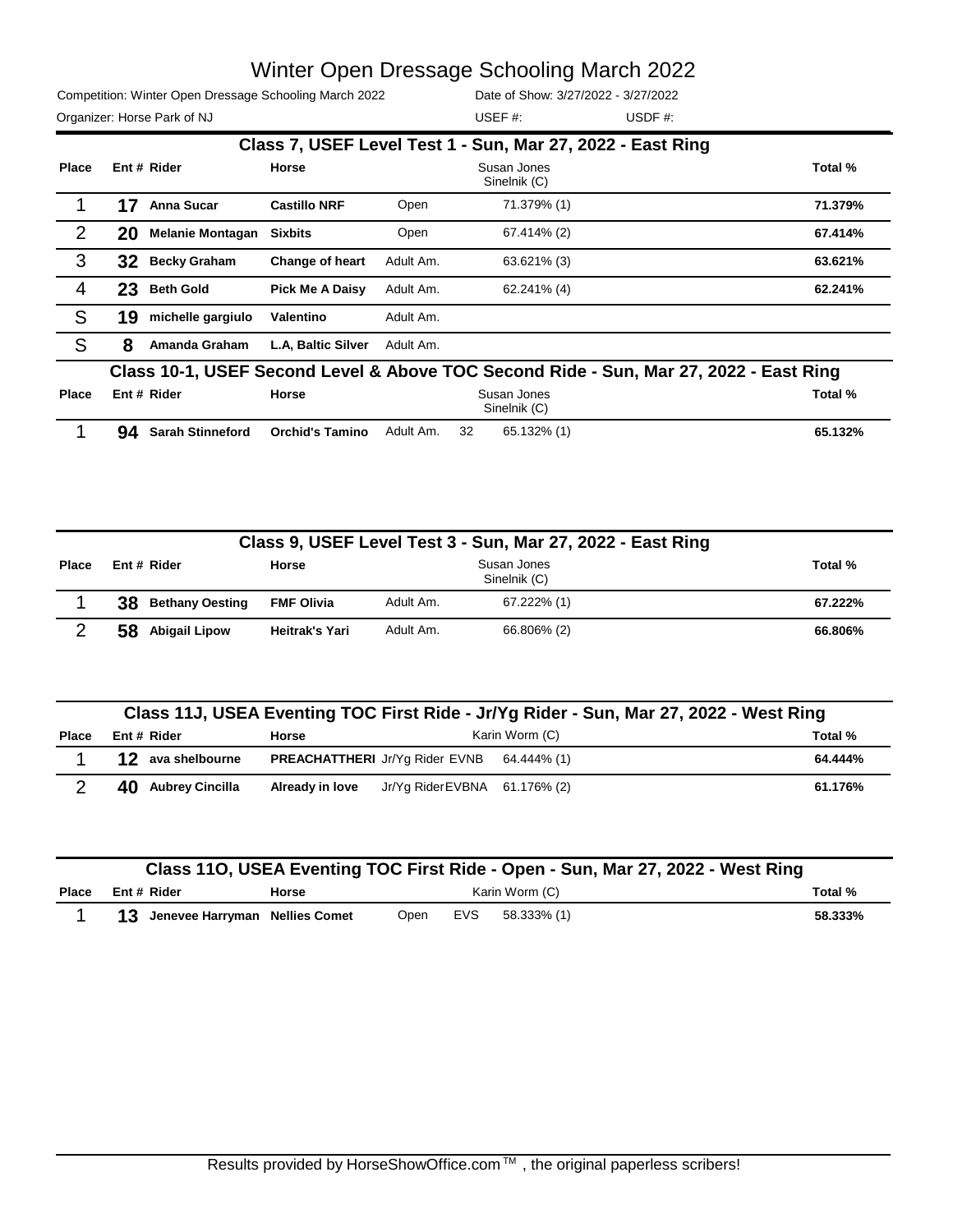# Winter Open Dressage Schooling March 2022

Competition: Winter Open Dressage Schooling March 2022 | Date of Show: 3/27/2022 - 3/27/2022

Organizer: Horse Park of NJ | USEF #: | USDF #:

## Class 7, USEF Level Test 1 - Sun, Mar 27, 2022 - East Ring

| Place | Ent # | Rider | Horse | | Susan Jones Sinelnik (C) | Total % |
|---|---|---|---|---|---|---|
| 1 | 17 | Anna Sucar | Castillo NRF | Open | 71.379% (1) | 71.379% |
| 2 | 20 | Melanie Montagan | Sixbits | Open | 67.414% (2) | 67.414% |
| 3 | 32 | Becky Graham | Change of heart | Adult Am. | 63.621% (3) | 63.621% |
| 4 | 23 | Beth Gold | Pick Me A Daisy | Adult Am. | 62.241% (4) | 62.241% |
| S | 19 | michelle gargiulo | Valentino | Adult Am. | | |
| S | 8 | Amanda Graham | L.A, Baltic Silver | Adult Am. | | |

## Class 10-1, USEF Second Level & Above TOC Second Ride - Sun, Mar 27, 2022 - East Ring

| Place | Ent # | Rider | Horse | | | Susan Jones Sinelnik (C) | Total % |
|---|---|---|---|---|---|---|---|
| 1 | 94 | Sarah Stinneford | Orchid's Tamino | Adult Am. | 32 | 65.132% (1) | 65.132% |

## Class 9, USEF Level Test 3 - Sun, Mar 27, 2022 - East Ring

| Place | Ent # | Rider | Horse | | Susan Jones Sinelnik (C) | Total % |
|---|---|---|---|---|---|---|
| 1 | 38 | Bethany Oesting | FMF Olivia | Adult Am. | 67.222% (1) | 67.222% |
| 2 | 58 | Abigail Lipow | Heitrak's Yari | Adult Am. | 66.806% (2) | 66.806% |

## Class 11J, USEA Eventing TOC First Ride - Jr/Yg Rider - Sun, Mar 27, 2022 - West Ring

| Place | Ent # | Rider | Horse | | | Karin Worm (C) | Total % |
|---|---|---|---|---|---|---|---|
| 1 | 12 | ava shelbourne | PREACHATTHERI | Jr/Yg Rider | EVNB | 64.444% (1) | 64.444% |
| 2 | 40 | Aubrey Cincilla | Already in love | Jr/Yg Rider | EVBNA | 61.176% (2) | 61.176% |

## Class 11O, USEA Eventing TOC First Ride - Open - Sun, Mar 27, 2022 - West Ring

| Place | Ent # | Rider | Horse | | | Karin Worm (C) | Total % |
|---|---|---|---|---|---|---|---|
| 1 | 13 | Jenevee Harryman | Nellies Comet | Open | EVS | 58.333% (1) | 58.333% |

Results provided by HorseShowOffice.com ™ , the original paperless scribers!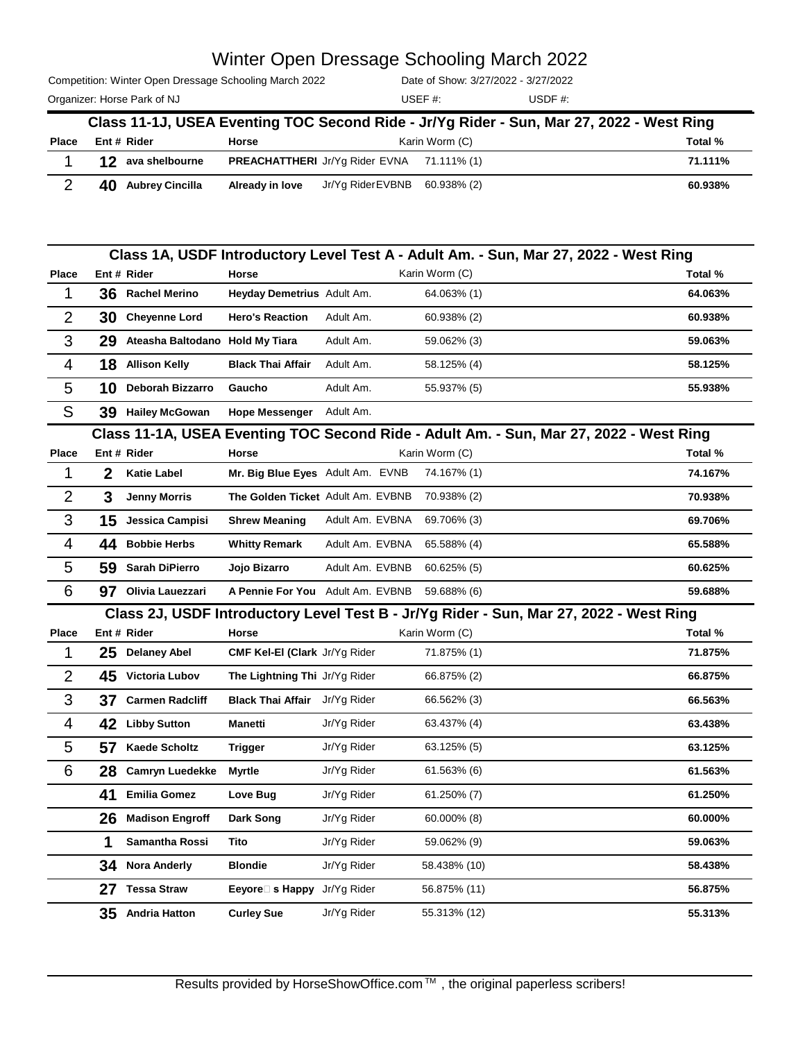# Winter Open Dressage Schooling March 2022

Competition: Winter Open Dressage Schooling March 2022 Date of Show: 3/27/2022 - 3/27/2022

Organizer: Horse Park of NJ USEF #: USDF #:

## Class 11-1J, USEA Eventing TOC Second Ride - Jr/Yg Rider - Sun, Mar 27, 2022 - West Ring

| Place | Ent # | Rider | Horse | | Karin Worm (C) | Total % |
|---|---|---|---|---|---|---|
| 1 | 12 | ava shelbourne | PREACHATTHERI | Jr/Yg Rider EVNA | 71.111% (1) | 71.111% |
| 2 | 40 | Aubrey Cincilla | Already in love | Jr/Yg Rider EVBNB | 60.938% (2) | 60.938% |

## Class 1A, USDF Introductory Level Test A - Adult Am. - Sun, Mar 27, 2022 - West Ring

| Place | Ent # | Rider | Horse | | Karin Worm (C) | Total % |
|---|---|---|---|---|---|---|
| 1 | 36 | Rachel Merino | Heyday Demetrius | Adult Am. | 64.063% (1) | 64.063% |
| 2 | 30 | Cheyenne Lord | Hero's Reaction | Adult Am. | 60.938% (2) | 60.938% |
| 3 | 29 | Ateasha Baltodano | Hold My Tiara | Adult Am. | 59.062% (3) | 59.063% |
| 4 | 18 | Allison Kelly | Black Thai Affair | Adult Am. | 58.125% (4) | 58.125% |
| 5 | 10 | Deborah Bizzarro | Gaucho | Adult Am. | 55.937% (5) | 55.938% |
| S | 39 | Hailey McGowan | Hope Messenger | Adult Am. | | |

## Class 11-1A, USEA Eventing TOC Second Ride - Adult Am. - Sun, Mar 27, 2022 - West Ring

| Place | Ent # | Rider | Horse | | Karin Worm (C) | Total % |
|---|---|---|---|---|---|---|
| 1 | 2 | Katie Label | Mr. Big Blue Eyes | Adult Am. EVNB | 74.167% (1) | 74.167% |
| 2 | 3 | Jenny Morris | The Golden Ticket | Adult Am. EVBNB | 70.938% (2) | 70.938% |
| 3 | 15 | Jessica Campisi | Shrew Meaning | Adult Am. EVBNA | 69.706% (3) | 69.706% |
| 4 | 44 | Bobbie Herbs | Whitty Remark | Adult Am. EVBNA | 65.588% (4) | 65.588% |
| 5 | 59 | Sarah DiPierro | Jojo Bizarro | Adult Am. EVBNB | 60.625% (5) | 60.625% |
| 6 | 97 | Olivia Lauezzari | A Pennie For You | Adult Am. EVBNB | 59.688% (6) | 59.688% |

## Class 2J, USDF Introductory Level Test B - Jr/Yg Rider - Sun, Mar 27, 2022 - West Ring

| Place | Ent # | Rider | Horse | | Karin Worm (C) | Total % |
|---|---|---|---|---|---|---|
| 1 | 25 | Delaney Abel | CMF Kel-El (Clark | Jr/Yg Rider | 71.875% (1) | 71.875% |
| 2 | 45 | Victoria Lubov | The Lightning Thi | Jr/Yg Rider | 66.875% (2) | 66.875% |
| 3 | 37 | Carmen Radcliff | Black Thai Affair | Jr/Yg Rider | 66.562% (3) | 66.563% |
| 4 | 42 | Libby Sutton | Manetti | Jr/Yg Rider | 63.437% (4) | 63.438% |
| 5 | 57 | Kaede Scholtz | Trigger | Jr/Yg Rider | 63.125% (5) | 63.125% |
| 6 | 28 | Camryn Luedekke | Myrtle | Jr/Yg Rider | 61.563% (6) | 61.563% |
| | 41 | Emilia Gomez | Love Bug | Jr/Yg Rider | 61.250% (7) | 61.250% |
| | 26 | Madison Engroff | Dark Song | Jr/Yg Rider | 60.000% (8) | 60.000% |
| | 1 | Samantha Rossi | Tito | Jr/Yg Rider | 59.062% (9) | 59.063% |
| | 34 | Nora Anderly | Blondie | Jr/Yg Rider | 58.438% (10) | 58.438% |
| | 27 | Tessa Straw | Eeyore□ s Happy | Jr/Yg Rider | 56.875% (11) | 56.875% |
| | 35 | Andria Hatton | Curley Sue | Jr/Yg Rider | 55.313% (12) | 55.313% |

Results provided by HorseShowOffice.com ™ , the original paperless scribers!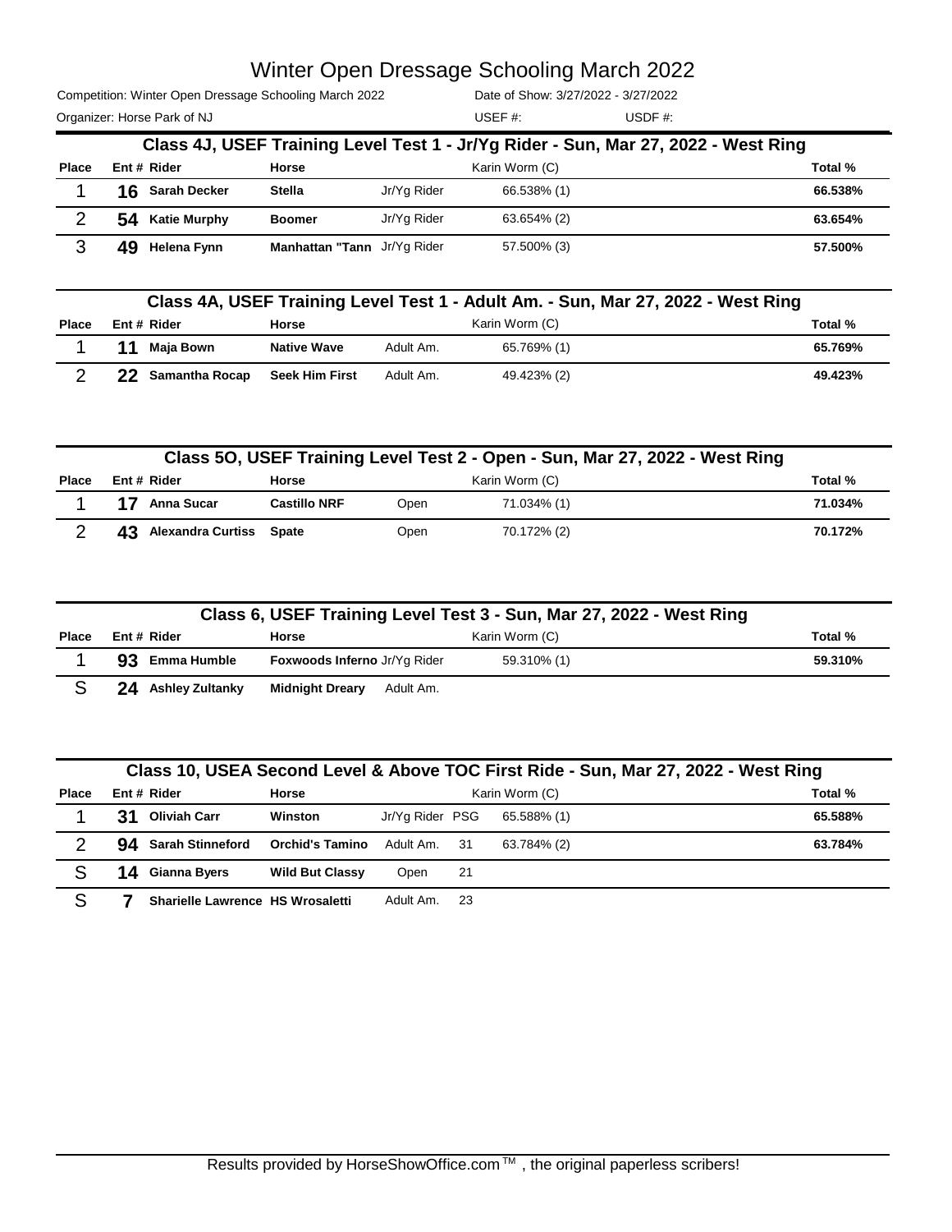# Winter Open Dressage Schooling March 2022

Competition: Winter Open Dressage Schooling March 2022 — Date of Show: 3/27/2022 - 3/27/2022

Organizer: Horse Park of NJ — USEF #: — USDF #:

## Class 4J, USEF Training Level Test 1 - Jr/Yg Rider - Sun, Mar 27, 2022 - West Ring

| Place | Ent # | Rider | Horse | | Karin Worm (C) | Total % |
|---|---|---|---|---|---|---|
| 1 | 16 | Sarah Decker | Stella | Jr/Yg Rider | 66.538% (1) | 66.538% |
| 2 | 54 | Katie Murphy | Boomer | Jr/Yg Rider | 63.654% (2) | 63.654% |
| 3 | 49 | Helena Fynn | Manhattan "Tann | Jr/Yg Rider | 57.500% (3) | 57.500% |

## Class 4A, USEF Training Level Test 1 - Adult Am. - Sun, Mar 27, 2022 - West Ring

| Place | Ent # | Rider | Horse | | Karin Worm (C) | Total % |
|---|---|---|---|---|---|---|
| 1 | 11 | Maja Bown | Native Wave | Adult Am. | 65.769% (1) | 65.769% |
| 2 | 22 | Samantha Rocap | Seek Him First | Adult Am. | 49.423% (2) | 49.423% |

## Class 5O, USEF Training Level Test 2 - Open - Sun, Mar 27, 2022 - West Ring

| Place | Ent # | Rider | Horse | | Karin Worm (C) | Total % |
|---|---|---|---|---|---|---|
| 1 | 17 | Anna Sucar | Castillo NRF | Open | 71.034% (1) | 71.034% |
| 2 | 43 | Alexandra Curtiss | Spate | Open | 70.172% (2) | 70.172% |

## Class 6, USEF Training Level Test 3 - Sun, Mar 27, 2022 - West Ring

| Place | Ent # | Rider | Horse | | Karin Worm (C) | Total % |
|---|---|---|---|---|---|---|
| 1 | 93 | Emma Humble | Foxwoods Inferno | Jr/Yg Rider | 59.310% (1) | 59.310% |
| S | 24 | Ashley Zultanky | Midnight Dreary | Adult Am. | | |

## Class 10, USEA Second Level & Above TOC First Ride - Sun, Mar 27, 2022 - West Ring

| Place | Ent # | Rider | Horse | | | Karin Worm (C) | Total % |
|---|---|---|---|---|---|---|---|
| 1 | 31 | Oliviah Carr | Winston | Jr/Yg Rider | PSG | 65.588% (1) | 65.588% |
| 2 | 94 | Sarah Stinneford | Orchid's Tamino | Adult Am. | 31 | 63.784% (2) | 63.784% |
| S | 14 | Gianna Byers | Wild But Classy | Open | 21 | | |
| S | 7 | Sharielle Lawrence | HS Wrosaletti | Adult Am. | 23 | | |

Results provided by HorseShowOffice.com ™ , the original paperless scribers!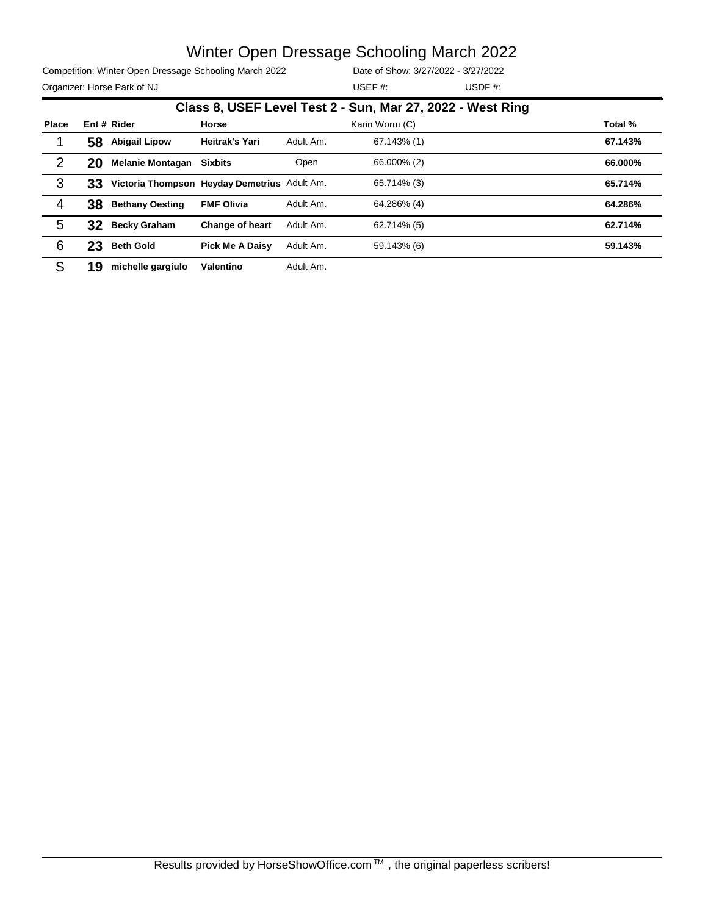# Winter Open Dressage Schooling March 2022

Competition: Winter Open Dressage Schooling March 2022 | Date of Show: 3/27/2022 - 3/27/2022

Organizer: Horse Park of NJ | USEF #: | USDF #:

## Class 8, USEF Level Test 2 - Sun, Mar 27, 2022 - West Ring

| Place | Ent # | Rider | Horse | | Karin Worm (C) | Total % |
|---|---|---|---|---|---|---|
| 1 | **58** | **Abigail Lipow** | **Heitrak's Yari** | Adult Am. | 67.143% (1) | **67.143%** |
| 2 | **20** | **Melanie Montagan** | **Sixbits** | Open | 66.000% (2) | **66.000%** |
| 3 | **33** | **Victoria Thompson** | **Heyday Demetrius** | Adult Am. | 65.714% (3) | **65.714%** |
| 4 | **38** | **Bethany Oesting** | **FMF Olivia** | Adult Am. | 64.286% (4) | **64.286%** |
| 5 | **32** | **Becky Graham** | **Change of heart** | Adult Am. | 62.714% (5) | **62.714%** |
| 6 | **23** | **Beth Gold** | **Pick Me A Daisy** | Adult Am. | 59.143% (6) | **59.143%** |
| S | **19** | **michelle gargiulo** | **Valentino** | Adult Am. | | |

Results provided by HorseShowOffice.com ™ , the original paperless scribers!